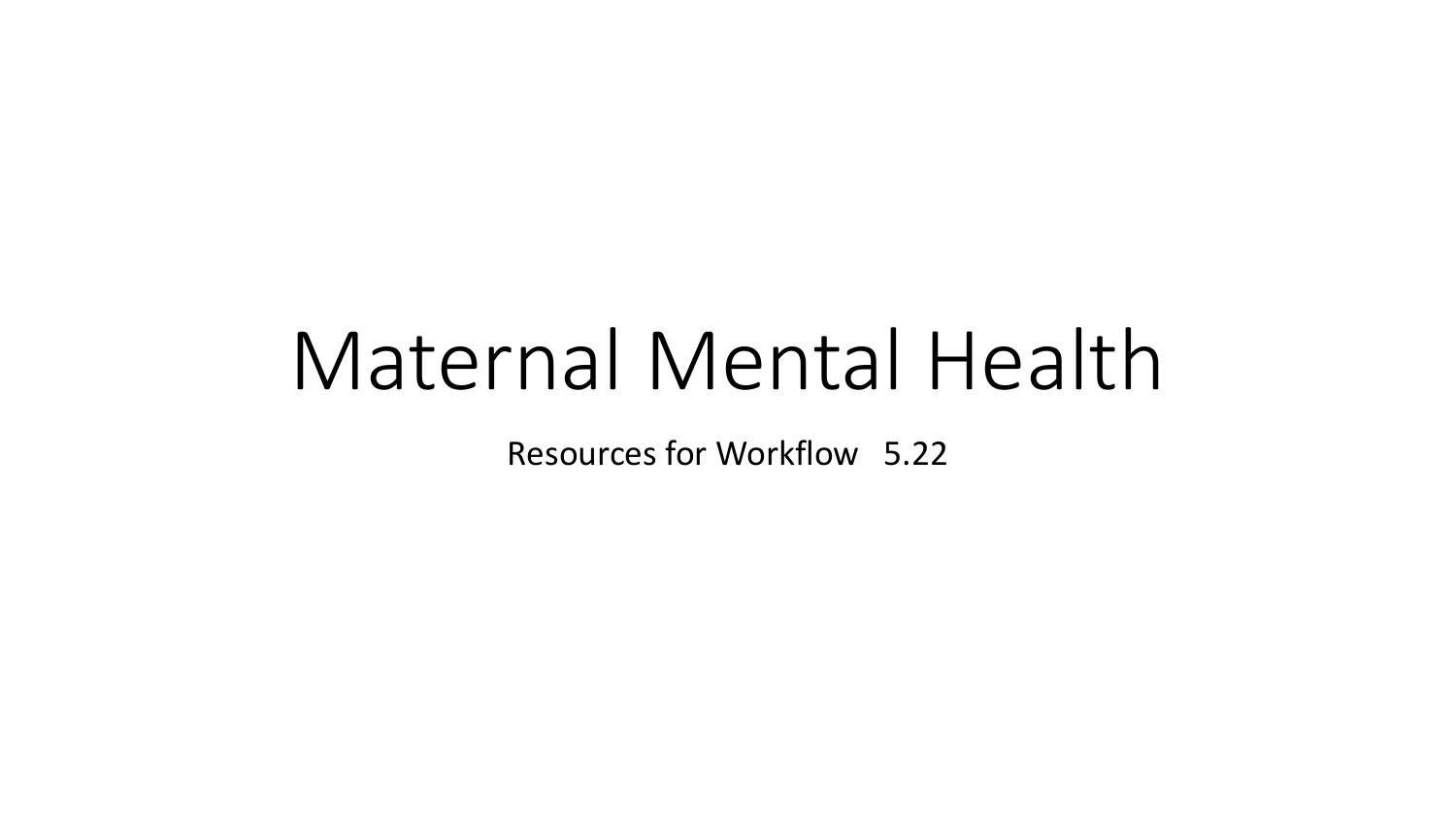# Maternal Mental Health

Resources for Workflow   5.22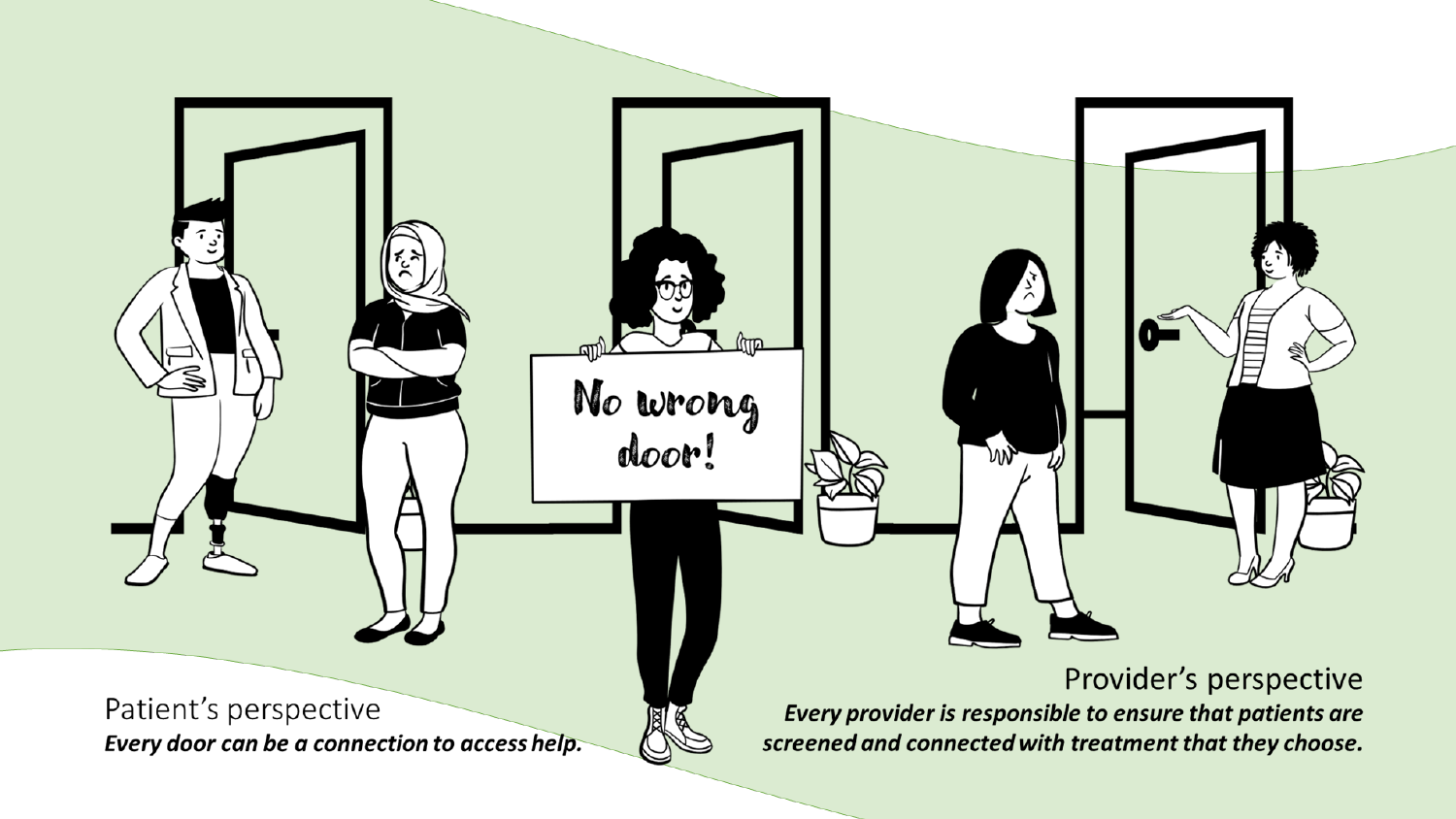No wrong door!

Patient's perspective

***Every door can be a connection to access help.***

Provider's perspective

***Every provider is responsible to ensure that patients are screened and connected with treatment that they choose.***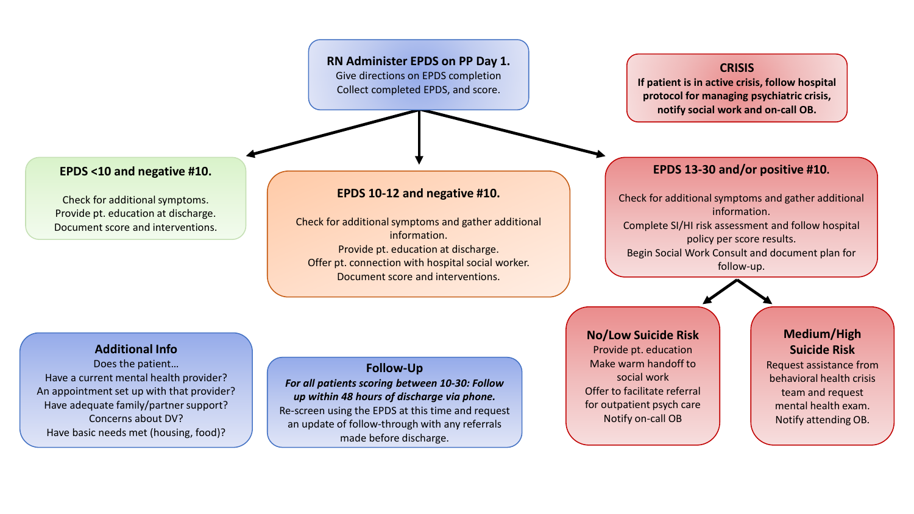## RN Administer EPDS on PP Day 1.

Give directions on EPDS completion
Collect completed EPDS, and score.

### EPDS <10 and negative #10.

Check for additional symptoms.
Provide pt. education at discharge.
Document score and interventions.

### EPDS 10-12 and negative #10.

Check for additional symptoms and gather additional information.
Provide pt. education at discharge.
Offer pt. connection with hospital social worker.
Document score and interventions.

### EPDS 13-30 and/or positive #10.

Check for additional symptoms and gather additional information.
Complete SI/HI risk assessment and follow hospital policy per score results.
Begin Social Work Consult and document plan for follow-up.

#### No/Low Suicide Risk

Provide pt. education
Make warm handoff to social work
Offer to facilitate referral for outpatient psych care
Notify on-call OB

#### Medium/High Suicide Risk

Request assistance from behavioral health crisis team and request mental health exam.
Notify attending OB.

### CRISIS

**If patient is in active crisis, follow hospital protocol for managing psychiatric crisis, notify social work and on-call OB.**

### Additional Info

Does the patient…
Have a current mental health provider?
An appointment set up with that provider?
Have adequate family/partner support?
Concerns about DV?
Have basic needs met (housing, food)?

### Follow-Up

***For all patients scoring between 10-30: Follow up within 48 hours of discharge via phone.***
Re-screen using the EPDS at this time and request an update of follow-through with any referrals made before discharge.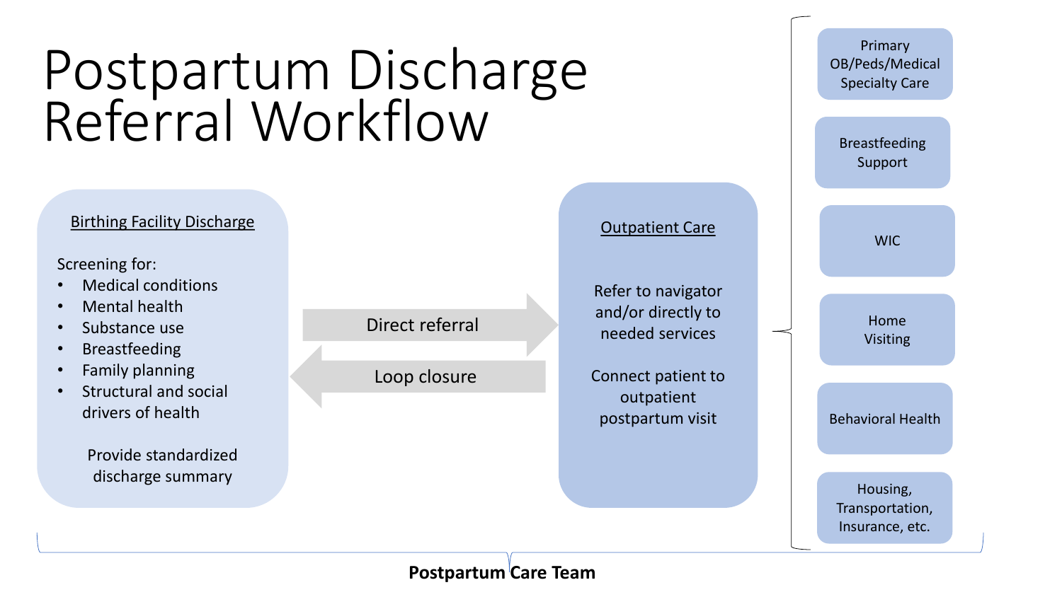# Postpartum Discharge Referral Workflow

**Birthing Facility Discharge**

Screening for:

- Medical conditions
- Mental health
- Substance use
- Breastfeeding
- Family planning
- Structural and social drivers of health

Provide standardized discharge summary

Direct referral →

← Loop closure

**Outpatient Care**

Refer to navigator and/or directly to needed services

Connect patient to outpatient postpartum visit

- Primary OB/Peds/Medical Specialty Care
- Breastfeeding Support
- WIC
- Home Visiting
- Behavioral Health
- Housing, Transportation, Insurance, etc.

**Postpartum Care Team**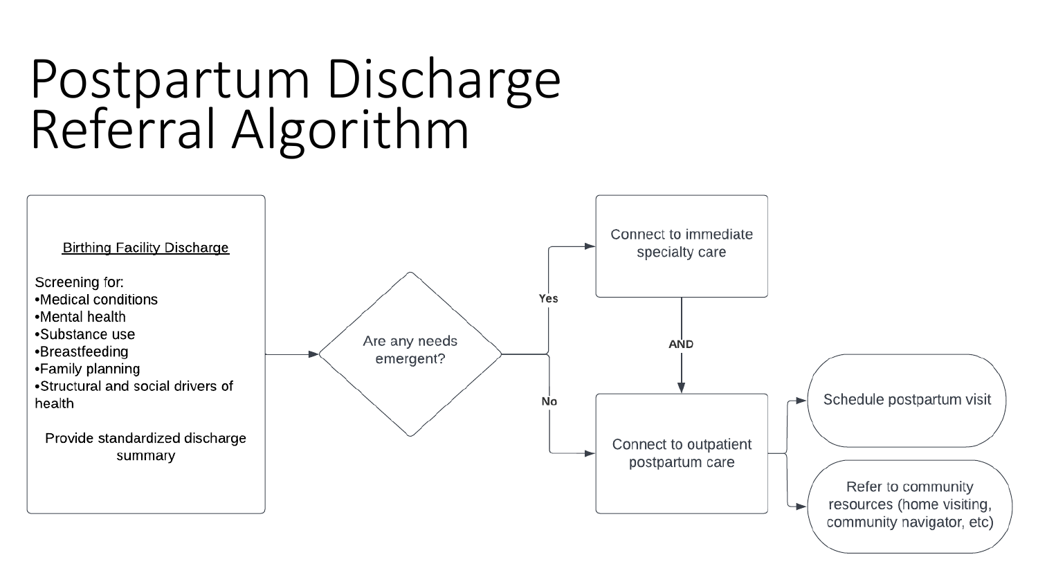# Postpartum Discharge Referral Algorithm

**Birthing Facility Discharge**

Screening for:
- Medical conditions
- Mental health
- Substance use
- Breastfeeding
- Family planning
- Structural and social drivers of health

Provide standardized discharge summary

→ **Are any needs emergent?**

- **Yes** → Connect to immediate specialty care
  - **AND** → Connect to outpatient postpartum care
- **No** → Connect to outpatient postpartum care

**Connect to outpatient postpartum care** →
- Schedule postpartum visit
- Refer to community resources (home visiting, community navigator, etc)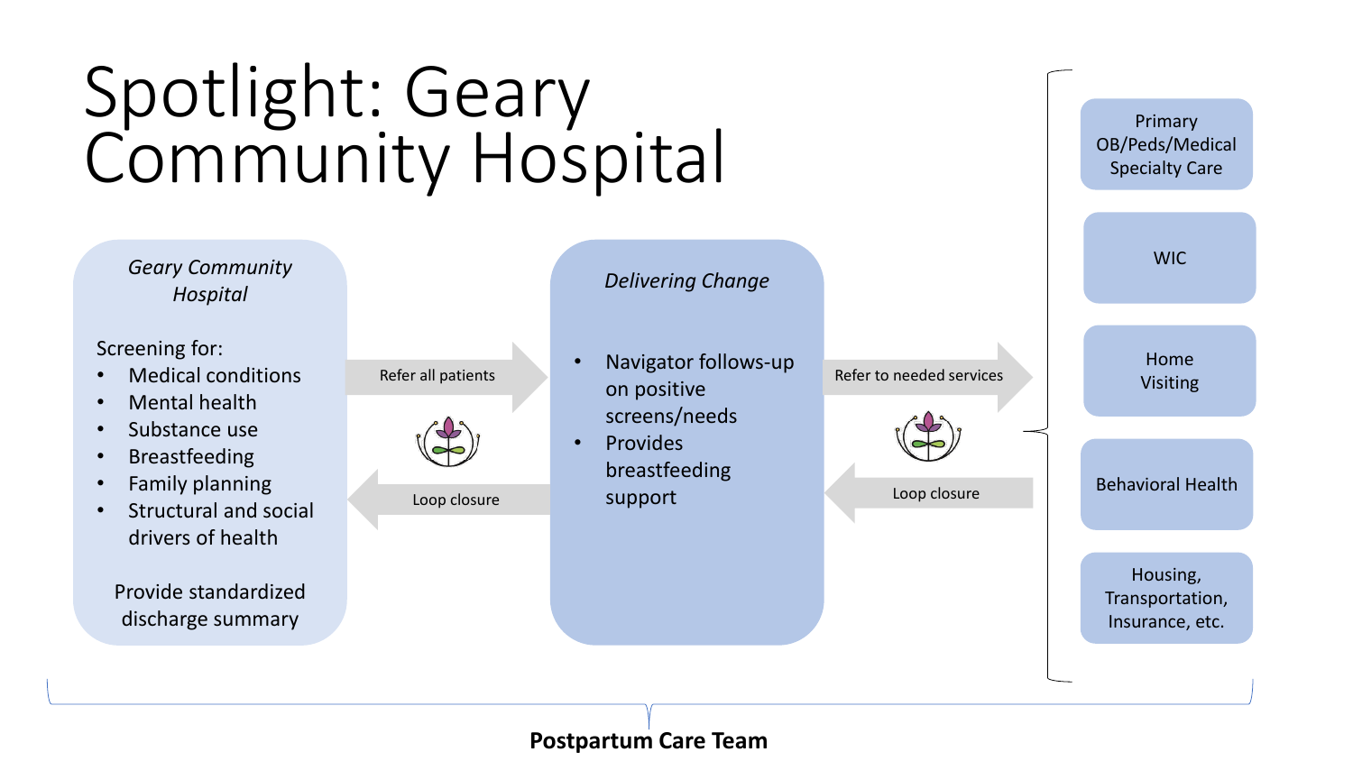# Spotlight: Geary Community Hospital

*Geary Community Hospital*

Screening for:

- Medical conditions
- Mental health
- Substance use
- Breastfeeding
- Family planning
- Structural and social drivers of health

Provide standardized discharge summary

Refer all patients

Loop closure

*Delivering Change*

- Navigator follows-up on positive screens/needs
- Provides breastfeeding support

Refer to needed services

Loop closure

Primary OB/Peds/Medical Specialty Care

WIC

Home Visiting

Behavioral Health

Housing, Transportation, Insurance, etc.

**Postpartum Care Team**